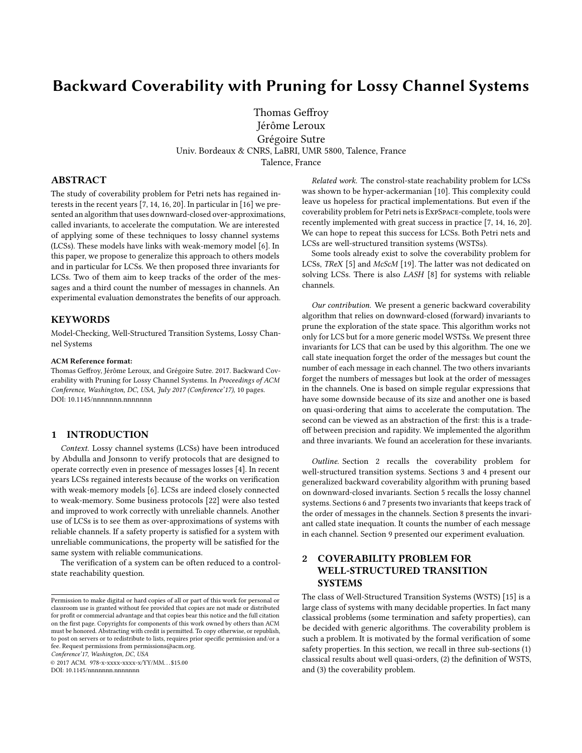# Backward Coverability with Pruning for Lossy Channel Systems

Thomas Geffroy
Jérôme Leroux
Grégoire Sutre
Univ. Bordeaux & CNRS, LaBRI, UMR 5800, Talence, France
Talence, France

## ABSTRACT

The study of coverability problem for Petri nets has regained interests in the recent years [7, 14, 16, 20]. In particular in [16] we presented an algorithm that uses downward-closed over-approximations, called invariants, to accelerate the computation. We are interested of applying some of these techniques to lossy channel systems (LCSs). These models have links with weak-memory model [6]. In this paper, we propose to generalize this approach to others models and in particular for LCSs. We then proposed three invariants for LCSs. Two of them aim to keep tracks of the order of the messages and a third count the number of messages in channels. An experimental evaluation demonstrates the benefits of our approach.

## KEYWORDS

Model-Checking, Well-Structured Transition Systems, Lossy Channel Systems

**ACM Reference format:**
Thomas Geffroy, Jérôme Leroux, and Grégoire Sutre. 2017. Backward Coverability with Pruning for Lossy Channel Systems. In *Proceedings of ACM Conference, Washington, DC, USA, July 2017 (Conference'17),* 10 pages.
DOI: 10.1145/nnnnnnn.nnnnnnn

## 1 INTRODUCTION

*Context.* Lossy channel systems (LCSs) have been introduced by Abdulla and Jonsonn to verify protocols that are designed to operate correctly even in presence of messages losses [4]. In recent years LCSs regained interests because of the works on verification with weak-memory models [6]. LCSs are indeed closely connected to weak-memory. Some business protocols [22] were also tested and improved to work correctly with unreliable channels. Another use of LCSs is to see them as over-approximations of systems with reliable channels. If a safety property is satisfied for a system with unreliable communications, the property will be satisfied for the same system with reliable communications.

The verification of a system can be often reduced to a control-state reachability question.

*Related work.* The constrol-state reachability problem for LCSs was shown to be hyper-ackermanian [10]. This complexity could leave us hopeless for practical implementations. But even if the coverability problem for Petri nets is ExpSpace-complete, tools were recently implemented with great success in practice [7, 14, 16, 20]. We can hope to repeat this success for LCSs. Both Petri nets and LCSs are well-structured transition systems (WSTSs).

Some tools already exist to solve the coverability problem for LCSs, *TReX* [5] and *McScM* [19]. The latter was not dedicated on solving LCSs. There is also *LASH* [8] for systems with reliable channels.

*Our contribution.* We present a generic backward coverability algorithm that relies on downward-closed (forward) invariants to prune the exploration of the state space. This algorithm works not only for LCS but for a more generic model WSTSs. We present three invariants for LCS that can be used by this algorithm. The one we call state inequation forget the order of the messages but count the number of each message in each channel. The two others invariants forget the numbers of messages but look at the order of messages in the channels. One is based on simple regular expressions that have some downside because of its size and another one is based on quasi-ordering that aims to accelerate the computation. The second can be viewed as an abstraction of the first: this is a trade-off between precision and rapidity. We implemented the algorithm and three invariants. We found an acceleration for these invariants.

*Outline.* Section 2 recalls the coverability problem for well-structured transition systems. Sections 3 and 4 present our generalized backward coverability algorithm with pruning based on downward-closed invariants. Section 5 recalls the lossy channel systems. Sections 6 and 7 presents two invariants that keeps track of the order of messages in the channels. Section 8 presents the invariant called state inequation. It counts the number of each message in each channel. Section 9 presented our experiment evaluation.

## 2 COVERABILITY PROBLEM FOR WELL-STRUCTURED TRANSITION SYSTEMS

The class of Well-Structured Transition Systems (WSTS) [15] is a large class of systems with many decidable properties. In fact many classical problems (some termination and safety properties), can be decided with generic algorithms. The coverability problem is such a problem. It is motivated by the formal verification of some safety properties. In this section, we recall in three sub-sections (1) classical results about well quasi-orders, (2) the definition of WSTS, and (3) the coverability problem.

Permission to make digital or hard copies of all or part of this work for personal or classroom use is granted without fee provided that copies are not made or distributed for profit or commercial advantage and that copies bear this notice and the full citation on the first page. Copyrights for components of this work owned by others than ACM must be honored. Abstracting with credit is permitted. To copy otherwise, or republish, to post on servers or to redistribute to lists, requires prior specific permission and/or a fee. Request permissions from permissions@acm.org.
*Conference'17, Washington, DC, USA*
© 2017 ACM. 978-x-xxxx-xxxx-x/YY/MM...$15.00
DOI: 10.1145/nnnnnnn.nnnnnnn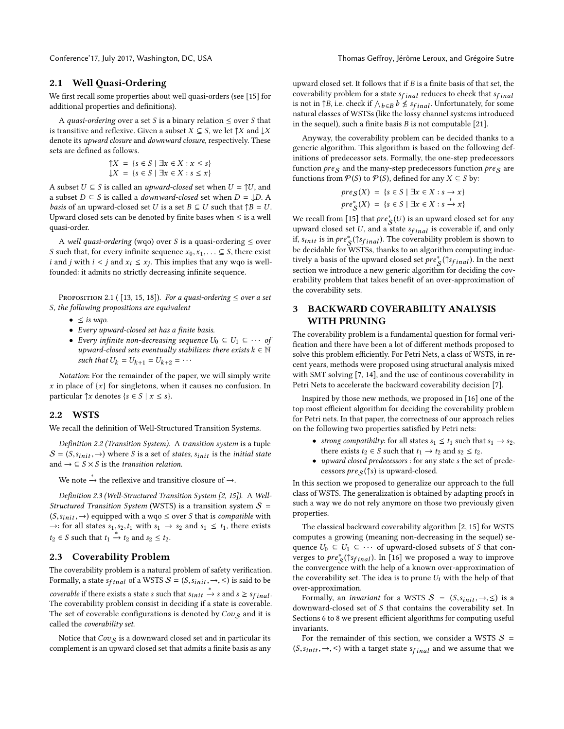## 2.1 Well Quasi-Ordering

We first recall some properties about well quasi-orders (see [15] for additional properties and definitions).

A *quasi-ordering* over a set $S$ is a binary relation $\leq$ over $S$ that is transitive and reflexive. Given a subset $X \subseteq S$, we let $\uparrow X$ and $\downarrow X$ denote its *upward closure* and *downward closure*, respectively. These sets are defined as follows.

$$\uparrow X = \{s \in S \mid \exists x \in X : x \leq s\}$$
$$\downarrow X = \{s \in S \mid \exists x \in X : s \leq x\}$$

A subset $U \subseteq S$ is called an *upward-closed* set when $U = \uparrow U$, and a subset $D \subseteq S$ is called a *downward-closed* set when $D = \downarrow D$. A *basis* of an upward-closed set $U$ is a set $B \subseteq U$ such that $\uparrow B = U$. Upward closed sets can be denoted by finite bases when $\leq$ is a well quasi-order.

A *well quasi-ordering* (wqo) over $S$ is a quasi-ordering $\leq$ over $S$ such that, for every infinite sequence $x_0, x_1, \ldots \subseteq S$, there exist $i$ and $j$ with $i < j$ and $x_i \leq x_j$. This implies that any wqo is well-founded: it admits no strictly decreasing infinite sequence.

Proposition 2.1 ( [13, 15, 18]). *For a quasi-ordering $\leq$ over a set $S$, the following propositions are equivalent*

- *$\leq$ is wqo.*
- *Every upward-closed set has a finite basis.*
- *Every infinite non-decreasing sequence $U_0 \subseteq U_1 \subseteq \cdots$ of upward-closed sets eventually stabilizes: there exists $k \in \mathbb{N}$ such that $U_k = U_{k+1} = U_{k+2} = \cdots$*

*Notation*: For the remainder of the paper, we will simply write $x$ in place of $\{x\}$ for singletons, when it causes no confusion. In particular $\uparrow x$ denotes $\{s \in S \mid x \leq s\}$.

## 2.2 WSTS

We recall the definition of Well-Structured Transition Systems.

*Definition 2.2 (Transition System).* A *transition system* is a tuple $\mathcal{S} = (S, s_{init}, \rightarrow)$ where $S$ is a set of *states*, $s_{init}$ is the *initial state* and $\rightarrow \subseteq S \times S$ is the *transition relation*.

We note $\xrightarrow{*}$ the reflexive and transitive closure of $\rightarrow$.

*Definition 2.3 (Well-Structured Transition System [2, 15]).* A *Well-Structured Transition System* (WSTS) is a transition system $\mathcal{S} = (S, s_{init}, \rightarrow)$ equipped with a wqo $\leq$ over $S$ that is *compatible* with $\rightarrow$: for all states $s_1, s_2, t_1$ with $s_1 \rightarrow s_2$ and $s_1 \leq t_1$, there exists $t_2 \in S$ such that $t_1 \xrightarrow{*} t_2$ and $s_2 \leq t_2$.

## 2.3 Coverability Problem

The coverability problem is a natural problem of safety verification. Formally, a state $s_{final}$ of a WSTS $\mathcal{S} = (S, s_{init}, \rightarrow, \leq)$ is said to be *coverable* if there exists a state $s$ such that $s_{init} \xrightarrow{*} s$ and $s \geq s_{final}$. The coverability problem consist in deciding if a state is coverable. The set of coverable configurations is denoted by $Cov_{\mathcal{S}}$ and it is called the *coverability set*.

Notice that $Cov_{\mathcal{S}}$ is a downward closed set and in particular its complement is an upward closed set that admits a finite basis as any upward closed set. It follows that if $B$ is a finite basis of that set, the coverability problem for a state $s_{final}$ reduces to check that $s_{final}$ is not in $\uparrow B$, i.e. check if $\bigwedge_{b \in B} b \not\leq s_{final}$. Unfortunately, for some natural classes of WSTSs (like the lossy channel systems introduced in the sequel), such a finite basis $B$ is not computable [21].

Anyway, the coverability problem can be decided thanks to a generic algorithm. This algorithm is based on the following definitions of predecessor sets. Formally, the one-step predecessors function $pre_{\mathcal{S}}$ and the many-step predecessors function $pre_{\mathcal{S}}$ are functions from $\mathcal{P}(S)$ to $\mathcal{P}(S)$, defined for any $X \subseteq S$ by:

$$pre_{\mathcal{S}}(X) = \{s \in S \mid \exists x \in X : s \rightarrow x\}$$
$$pre^*_{\mathcal{S}}(X) = \{s \in S \mid \exists x \in X : s \xrightarrow{*} x\}$$

We recall from [15] that $pre^*_{\mathcal{S}}(U)$ is an upward closed set for any upward closed set $U$, and a state $s_{final}$ is coverable if, and only if, $s_{init}$ is in $pre^*_{\mathcal{S}}(\uparrow s_{final})$. The coverability problem is shown to be decidable for WSTSs, thanks to an algorithm computing inductively a basis of the upward closed set $pre^*_{\mathcal{S}}(\uparrow s_{final})$. In the next section we introduce a new generic algorithm for deciding the coverability problem that takes benefit of an over-approximation of the coverability sets.

# 3 BACKWARD COVERABILITY ANALYSIS WITH PRUNING

The coverability problem is a fundamental question for formal verification and there have been a lot of different methods proposed to solve this problem efficiently. For Petri Nets, a class of WSTS, in recent years, methods were proposed using structural analysis mixed with SMT solving [7, 14], and the use of continous coverability in Petri Nets to accelerate the backward coverability decision [7].

Inspired by those new methods, we proposed in [16] one of the top most efficient algorithm for deciding the coverability problem for Petri nets. In that paper, the correctness of our approach relies on the following two properties satisfied by Petri nets:

- *strong compatibilty*: for all states $s_1 \leq t_1$ such that $s_1 \rightarrow s_2$, there exists $t_2 \in S$ such that $t_1 \rightarrow t_2$ and $s_2 \leq t_2$.
- *upward closed predecessors* : for any state $s$ the set of predecessors $pre_{\mathcal{S}}(\uparrow s)$ is upward-closed.

In this section we proposed to generalize our approach to the full class of WSTS. The generalization is obtained by adapting proofs in such a way we do not rely anymore on those two previously given properties.

The classical backward coverability algorithm [2, 15] for WSTS computes a growing (meaning non-decreasing in the sequel) sequence $U_0 \subseteq U_1 \subseteq \cdots$ of upward-closed subsets of $S$ that converges to $pre^*_{\mathcal{S}}(\uparrow s_{final})$. In [16] we proposed a way to improve the convergence with the help of a known over-approximation of the coverability set. The idea is to prune $U_i$ with the help of that over-approximation.

Formally, an *invariant* for a WSTS $\mathcal{S} = (S, s_{init}, \rightarrow, \leq)$ is a downward-closed set of $S$ that contains the coverability set. In Sections 6 to 8 we present efficient algorithms for computing useful invariants.

For the remainder of this section, we consider a WSTS $\mathcal{S} = (S, s_{init}, \rightarrow, \leq)$ with a target state $s_{final}$ and we assume that we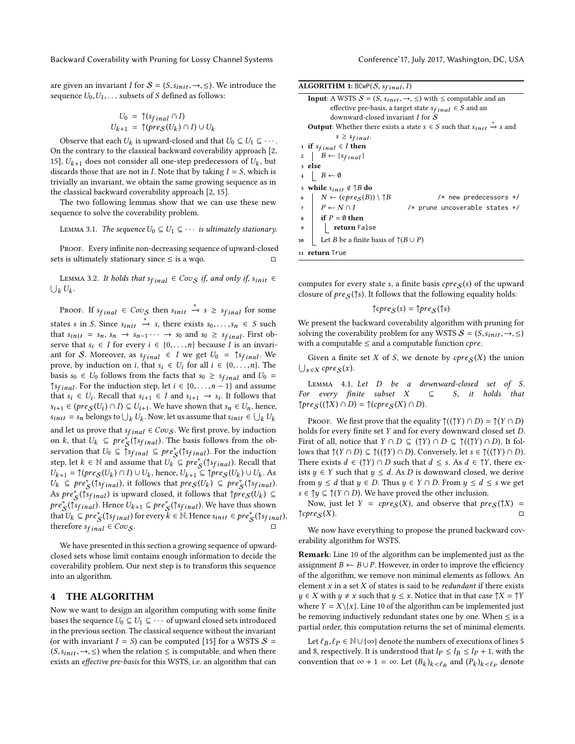are given an invariant $I$ for $\mathcal{S} = (S, s_{init}, \to, \leq)$. We introduce the sequence $U_0, U_1, \ldots$ subsets of $S$ defined as follows:

$$U_0 = \uparrow(s_{final} \cap I)$$
$$U_{k+1} = \uparrow(pre_{\mathcal{S}}(U_k) \cap I) \cup U_k$$

Observe that each $U_k$ is upward-closed and that $U_0 \subseteq U_1 \subseteq \cdots$. On the contrary to the classical backward coverability approach [2, 15], $U_{k+1}$ does not consider all one-step predecessors of $U_k$, but discards those that are not in $I$. Note that by taking $I = S$, which is trivially an invariant, we obtain the same growing sequence as in the classical backward coverability approach [2, 15].

The two following lemmas show that we can use these new sequence to solve the coverability problem.

Lemma 3.1. *The sequence $U_0 \subseteq U_1 \subseteq \cdots$ is ultimately stationary.*

Proof. Every infinite non-decreasing sequence of upward-closed sets is ultimately stationary since $\leq$ is a wqo. □

Lemma 3.2. *It holds that $s_{final} \in Cov_{\mathcal{S}}$ if, and only if, $s_{init} \in \bigcup_k U_k$.*

Proof. If $s_{final} \in Cov_{\mathcal{S}}$ then $s_{init} \xrightarrow{*} s \geq s_{final}$ for some states $s$ in $S$. Since $s_{init} \xrightarrow{*} s$, there exists $s_0, \ldots, s_n \in S$ such that $s_{init} = s_n, s_n \to s_{n-1} \cdots \to s_0$ and $s_0 \geq s_{final}$. First observe that $s_i \in I$ for every $i \in \{0, \ldots, n\}$ because $I$ is an invariant for $\mathcal{S}$. Moreover, as $s_{final} \in I$ we get $U_0 = \uparrow s_{final}$. We prove, by induction on $i$, that $s_i \in U_i$ for all $i \in \{0, \ldots, n\}$. The basis $s_0 \in U_0$ follows from the facts that $s_0 \geq s_{final}$ and $U_0 = \uparrow s_{final}$. For the induction step, let $i \in \{0, \ldots, n-1\}$ and assume that $s_i \in U_i$. Recall that $s_{i+1} \in I$ and $s_{i+1} \to s_i$. It follows that $s_{i+1} \in (pre_{\mathcal{S}}(U_i) \cap I) \subseteq U_{i+1}$. We have shown that $s_n \in U_n$, hence, $s_{init} = s_n$ belongs to $\bigcup_k U_k$. Now, let us assume that $s_{init} \in \bigcup_k U_k$ and let us prove that $s_{final} \in Cov_{\mathcal{S}}$. We first prove, by induction on $k$, that $U_k \subseteq pre^*_{\mathcal{S}}(\uparrow s_{final})$. The basis follows from the observation that $U_0 \subseteq \uparrow s_{final} \subseteq pre^*_{\mathcal{S}}(\uparrow s_{final})$. For the induction step, let $k \in \mathbb{N}$ and assume that $U_k \subseteq pre^*_{\mathcal{S}}(\uparrow s_{final})$. Recall that $U_{k+1} = \uparrow(pre_{\mathcal{S}}(U_k) \cap I) \cup U_k$, hence, $U_{k+1} \subseteq \uparrow pre_{\mathcal{S}}(U_k) \cup U_k$. As $U_k \subseteq pre^*_{\mathcal{S}}(\uparrow s_{final})$, it follows that $pre_{\mathcal{S}}(U_k) \subseteq pre^*_{\mathcal{S}}(\uparrow s_{final})$. As $pre^*_{\mathcal{S}}(\uparrow s_{final})$ is upward closed, it follows that $\uparrow pre_{\mathcal{S}}(U_k) \subseteq pre^*_{\mathcal{S}}(\uparrow s_{final})$. Hence $U_{k+1} \subseteq pre^*_{\mathcal{S}}(\uparrow s_{final})$. We have thus shown that $U_k \subseteq pre^*_{\mathcal{S}}(\uparrow s_{final})$ for every $k \in \mathbb{N}$. Hence $s_{init} \in pre^*_{\mathcal{S}}(\uparrow s_{final})$, therefore $s_{final} \in Cov_{\mathcal{S}}$. □

We have presented in this section a growing sequence of upward-closed sets whose limit contains enough information to decide the coverability problem. Our next step is to transform this sequence into an algorithm.

# 4 THE ALGORITHM

Now we want to design an algorithm computing with some finite bases the sequence $U_0 \subseteq U_1 \subseteq \cdots$ of upward closed sets introduced in the previous section. The classical sequence without the invariant (or with invariant $I = S$) can be computed [15] for a WSTS $\mathcal{S} = (S, s_{init}, \to, \leq)$ when the relation $\leq$ is computable, and when there exists an *effective pre-basis* for this WSTS, i.e. an algorithm that can computes for every state $s$, a finite basis $cpre_{\mathcal{S}}(s)$ of the upward closure of $pre_{\mathcal{S}}(\uparrow s)$. It follows that the following equality holds:

$$\uparrow cpre_{\mathcal{S}}(s) = \uparrow pre_{\mathcal{S}}(\uparrow s)$$

We present the backward coverability algorithm with pruning for solving the coverability problem for any WSTS $\mathcal{S} = (S, s_{init}, \to, \leq)$ with a computable $\leq$ and a computable function $cpre$.

Given a finite set $X$ of $S$, we denote by $cpre_{\mathcal{S}}(X)$ the union $\bigcup_{x \in X} cpre_{\mathcal{S}}(x)$.

Lemma 4.1. *Let $D$ be a downward-closed set of $S$. For every finite subset $X \subseteq S$, it holds that $\uparrow pre_{\mathcal{S}}((\uparrow X) \cap D) = \uparrow(cpre_{\mathcal{S}}(X) \cap D)$.*

Proof. We first prove that the equality $\uparrow((\uparrow Y) \cap D) = \uparrow(Y \cap D)$ holds for every finite set $Y$ and for every downward closed set $D$. First of all, notice that $Y \cap D \subseteq (\uparrow Y) \cap D \subseteq \uparrow((\uparrow Y) \cap D)$. It follows that $\uparrow(Y \cap D) \subseteq \uparrow((\uparrow Y) \cap D)$. Conversely, let $s \in \uparrow((\uparrow Y) \cap D)$. There exists $d \in (\uparrow Y) \cap D$ such that $d \leq s$. As $d \in \uparrow Y$, there exists $y \in Y$ such that $y \leq d$. As $D$ is downward closed, we derive from $y \leq d$ that $y \in D$. Thus $y \in Y \cap D$. From $y \leq d \leq s$ we get $s \in \uparrow y \subseteq \uparrow(Y \cap D)$. We have proved the other inclusion.

Now, just let $Y = cpre_{\mathcal{S}}(X)$, and observe that $pre_{\mathcal{S}}(\uparrow X) = \uparrow cpre_{\mathcal{S}}(X)$. □

We now have everything to propose the pruned backward coverability algorithm for WSTS.

**ALGORITHM 1:** BCwP($\mathcal{S}$, $s_{final}$, $I$)

**Input**: A WSTS $\mathcal{S} = (S, s_{init}, \to, \leq)$ with $\leq$ computable and an effective pre-basis, a target state $s_{final} \in S$ and an downward-closed invariant $I$ for $\mathcal{S}$

**Output**: Whether there exists a state $s \in S$ such that $s_{init} \xrightarrow{*} s$ and $s \geq s_{final}$.

```
1  if s_final ∈ I then
2  |  B ← {s_final}
3  else
4  |  B ← ∅
5  while s_init ∉ ↑B do
6  |  N ← (cpre_S(B)) \ ↑B              /* new predecessors */
7  |  P ← N ∩ I                         /* prune uncoverable states */
8  |  if P = ∅ then
9  |  |  return False
10 |  Let B be a finite basis of ↑(B ∪ P)
11 return True
```

**Remark**: Line 10 of the algorithm can be implemented just as the assignment $B \leftarrow B \cup P$. However, in order to improve the efficiency of the algorithm, we remove non minimal elements as follows. An element $x$ in a set $X$ of states is said to be *redundant* if there exists $y \in X$ with $y \neq x$ such that $y \leq x$. Notice that in that case $\uparrow X = \uparrow Y$ where $Y = X \backslash \{x\}$. Line 10 of the algorithm can be implemented just be removing inductively redundant states one by one. When $\leq$ is a partial order, this computation returns the set of minimal elements.

Let $\ell_B, \ell_P \in \mathbb{N} \cup \{\infty\}$ denote the numbers of executions of lines 5 and 8, respectively. It is understood that $l_P \leq l_B \leq l_P + 1$, with the convention that $\infty + 1 = \infty$. Let $(B_k)_{k < \ell_B}$ and $(P_k)_{k < \ell_P}$ denote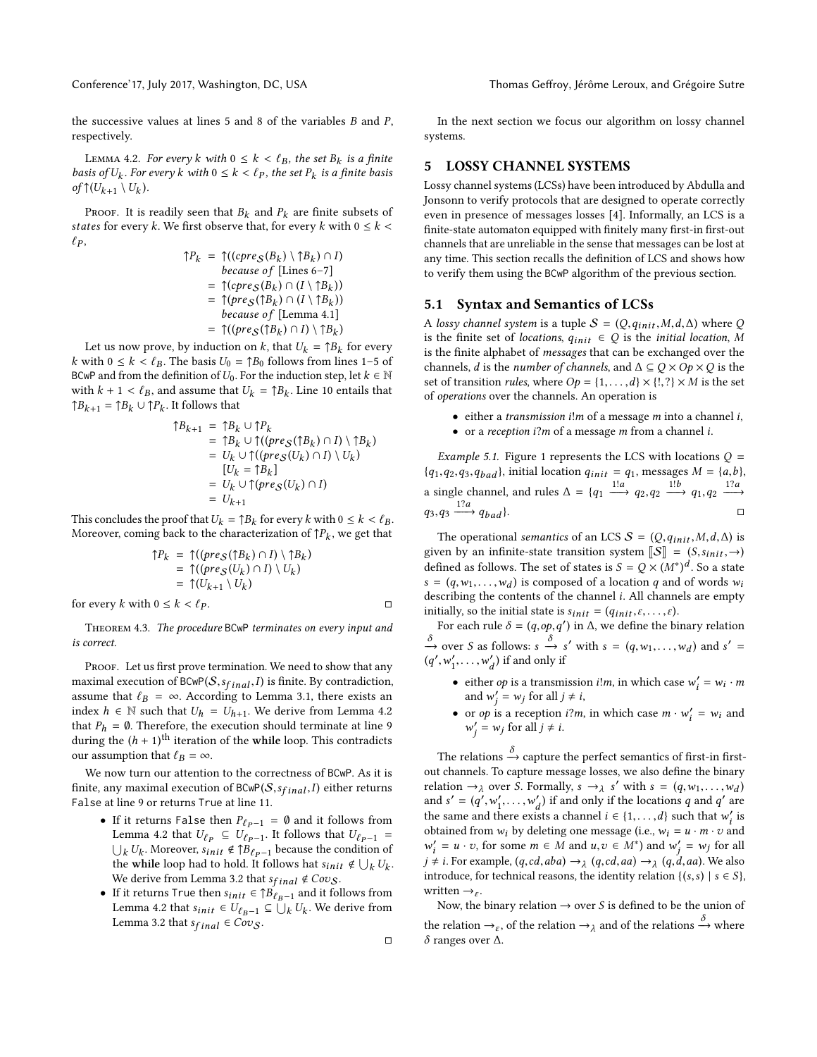the successive values at lines 5 and 8 of the variables $B$ and $P$, respectively.

Lemma 4.2. *For every $k$ with $0 \leq k < \ell_B$, the set $B_k$ is a finite basis of $U_k$. For every $k$ with $0 \leq k < \ell_P$, the set $P_k$ is a finite basis of $\uparrow(U_{k+1} \setminus U_k)$.*

Proof. It is readily seen that $B_k$ and $P_k$ are finite subsets of *states* for every $k$. We first observe that, for every $k$ with $0 \leq k < \ell_P$,

$$\begin{aligned}
\uparrow P_k &= \uparrow((cpre_{\mathcal{S}}(B_k) \setminus \uparrow B_k) \cap I) \\
&\quad \textit{because of } [\text{Lines 6–7}] \\
&= \uparrow(cpre_{\mathcal{S}}(B_k) \cap (I \setminus \uparrow B_k)) \\
&= \uparrow(pre_{\mathcal{S}}(\uparrow B_k) \cap (I \setminus \uparrow B_k)) \\
&\quad \textit{because of } [\text{Lemma 4.1}] \\
&= \uparrow((pre_{\mathcal{S}}(\uparrow B_k) \cap I) \setminus \uparrow B_k)
\end{aligned}$$

Let us now prove, by induction on $k$, that $U_k = \uparrow B_k$ for every $k$ with $0 \leq k < \ell_B$. The basis $U_0 = \uparrow B_0$ follows from lines 1–5 of BCwP and from the definition of $U_0$. For the induction step, let $k \in \mathbb{N}$ with $k + 1 < \ell_B$, and assume that $U_k = \uparrow B_k$. Line 10 entails that $\uparrow B_{k+1} = \uparrow B_k \cup \uparrow P_k$. It follows that

$$\begin{aligned}
\uparrow B_{k+1} &= \uparrow B_k \cup \uparrow P_k \\
&= \uparrow B_k \cup \uparrow((pre_{\mathcal{S}}(\uparrow B_k) \cap I) \setminus \uparrow B_k) \\
&= U_k \cup \uparrow((pre_{\mathcal{S}}(U_k) \cap I) \setminus U_k) \\
&\quad [U_k = \uparrow B_k] \\
&= U_k \cup \uparrow(pre_{\mathcal{S}}(U_k) \cap I) \\
&= U_{k+1}
\end{aligned}$$

This concludes the proof that $U_k = \uparrow B_k$ for every $k$ with $0 \leq k < \ell_B$. Moreover, coming back to the characterization of $\uparrow P_k$, we get that

$$\begin{aligned}
\uparrow P_k &= \uparrow((pre_{\mathcal{S}}(\uparrow B_k) \cap I) \setminus \uparrow B_k) \\
&= \uparrow((pre_{\mathcal{S}}(U_k) \cap I) \setminus U_k) \\
&= \uparrow(U_{k+1} \setminus U_k)
\end{aligned}$$

for every $k$ with $0 \leq k < \ell_P$. □

Theorem 4.3. *The procedure BCwP terminates on every input and is correct.*

Proof. Let us first prove termination. We need to show that any maximal execution of BCwP($\mathcal{S}, s_{final}, I$) is finite. By contradiction, assume that $\ell_B = \infty$. According to Lemma 3.1, there exists an index $h \in \mathbb{N}$ such that $U_h = U_{h+1}$. We derive from Lemma 4.2 that $P_h = \emptyset$. Therefore, the execution should terminate at line 9 during the $(h+1)^{\text{th}}$ iteration of the **while** loop. This contradicts our assumption that $\ell_B = \infty$.

We now turn our attention to the correctness of BCwP. As it is finite, any maximal execution of BCwP($\mathcal{S}, s_{final}, I$) either returns False at line 9 or returns True at line 11.

- If it returns False then $P_{\ell_P - 1} = \emptyset$ and it follows from Lemma 4.2 that $U_{\ell_P} \subseteq U_{\ell_P - 1}$. It follows that $U_{\ell_P - 1} = \bigcup_k U_k$. Moreover, $s_{init} \notin \uparrow B_{\ell_P - 1}$ because the condition of the **while** loop had to hold. It follows hat $s_{init} \notin \bigcup_k U_k$. We derive from Lemma 3.2 that $s_{final} \notin Cov_{\mathcal{S}}$.
- If it returns True then $s_{init} \in \uparrow B_{\ell_B - 1}$ and it follows from Lemma 4.2 that $s_{init} \in U_{\ell_B - 1} \subseteq \bigcup_k U_k$. We derive from Lemma 3.2 that $s_{final} \in Cov_{\mathcal{S}}$.

□

In the next section we focus our algorithm on lossy channel systems.

## 5 LOSSY CHANNEL SYSTEMS

Lossy channel systems (LCSs) have been introduced by Abdulla and Jonsonn to verify protocols that are designed to operate correctly even in presence of messages losses [4]. Informally, an LCS is a finite-state automaton equipped with finitely many first-in first-out channels that are unreliable in the sense that messages can be lost at any time. This section recalls the definition of LCS and shows how to verify them using the BCwP algorithm of the previous section.

### 5.1 Syntax and Semantics of LCSs

A *lossy channel system* is a tuple $\mathcal{S} = (Q, q_{init}, M, d, \Delta)$ where $Q$ is the finite set of *locations*, $q_{init} \in Q$ is the *initial location*, $M$ is the finite alphabet of *messages* that can be exchanged over the channels, $d$ is the *number of channels*, and $\Delta \subseteq Q \times Op \times Q$ is the set of transition *rules*, where $Op = \{1, \ldots, d\} \times \{!, ?\} \times M$ is the set of *operations* over the channels. An operation is

- either a *transmission* $i!m$ of a message $m$ into a channel $i$,
- or a *reception* $i?m$ of a message $m$ from a channel $i$.

*Example 5.1.* Figure 1 represents the LCS with locations $Q = \{q_1, q_2, q_3, q_{bad}\}$, initial location $q_{init} = q_1$, messages $M = \{a, b\}$, a single channel, and rules $\Delta = \{q_1 \xrightarrow{1!a} q_2, q_2 \xrightarrow{1!b} q_1, q_2 \xrightarrow{1?a} q_3, q_3 \xrightarrow{1?a} q_{bad}\}$. □

The operational *semantics* of an LCS $\mathcal{S} = (Q, q_{init}, M, d, \Delta)$ is given by an infinite-state transition system $[\![\mathcal{S}]\!] = (S, s_{init}, \rightarrow)$ defined as follows. The set of states is $S = Q \times (M^*)^d$. So a state $s = (q, w_1, \ldots, w_d)$ is composed of a location $q$ and of words $w_i$ describing the contents of the channel $i$. All channels are empty initially, so the initial state is $s_{init} = (q_{init}, \varepsilon, \ldots, \varepsilon)$.

For each rule $\delta = (q, op, q')$ in $\Delta$, we define the binary relation $\xrightarrow{\delta}$ over $S$ as follows: $s \xrightarrow{\delta} s'$ with $s = (q, w_1, \ldots, w_d)$ and $s' = (q', w'_1, \ldots, w'_d)$ if and only if

- either $op$ is a transmission $i!m$, in which case $w'_i = w_i \cdot m$ and $w'_j = w_j$ for all $j \neq i$,
- or $op$ is a reception $i?m$, in which case $m \cdot w'_i = w_i$ and $w'_j = w_j$ for all $j \neq i$.

The relations $\xrightarrow{\delta}$ capture the perfect semantics of first-in first-out channels. To capture message losses, we also define the binary relation $\rightarrow_\lambda$ over $S$. Formally, $s \rightarrow_\lambda s'$ with $s = (q, w_1, \ldots, w_d)$ and $s' = (q', w'_1, \ldots, w'_d)$ if and only if the locations $q$ and $q'$ are the same and there exists a channel $i \in \{1, \ldots, d\}$ such that $w'_i$ is obtained from $w_i$ by deleting one message (i.e., $w_i = u \cdot m \cdot v$ and $w'_i = u \cdot v$, for some $m \in M$ and $u, v \in M^*$) and $w'_j = w_j$ for all $j \neq i$. For example, $(q, cd, aba) \rightarrow_\lambda (q, cd, aa) \rightarrow_\lambda (q, d, aa)$. We also introduce, for technical reasons, the identity relation $\{(s, s) \mid s \in S\}$, written $\rightarrow_\varepsilon$.

Now, the binary relation $\rightarrow$ over $S$ is defined to be the union of the relation $\rightarrow_\varepsilon$, of the relation $\rightarrow_\lambda$ and of the relations $\xrightarrow{\delta}$ where $\delta$ ranges over $\Delta$.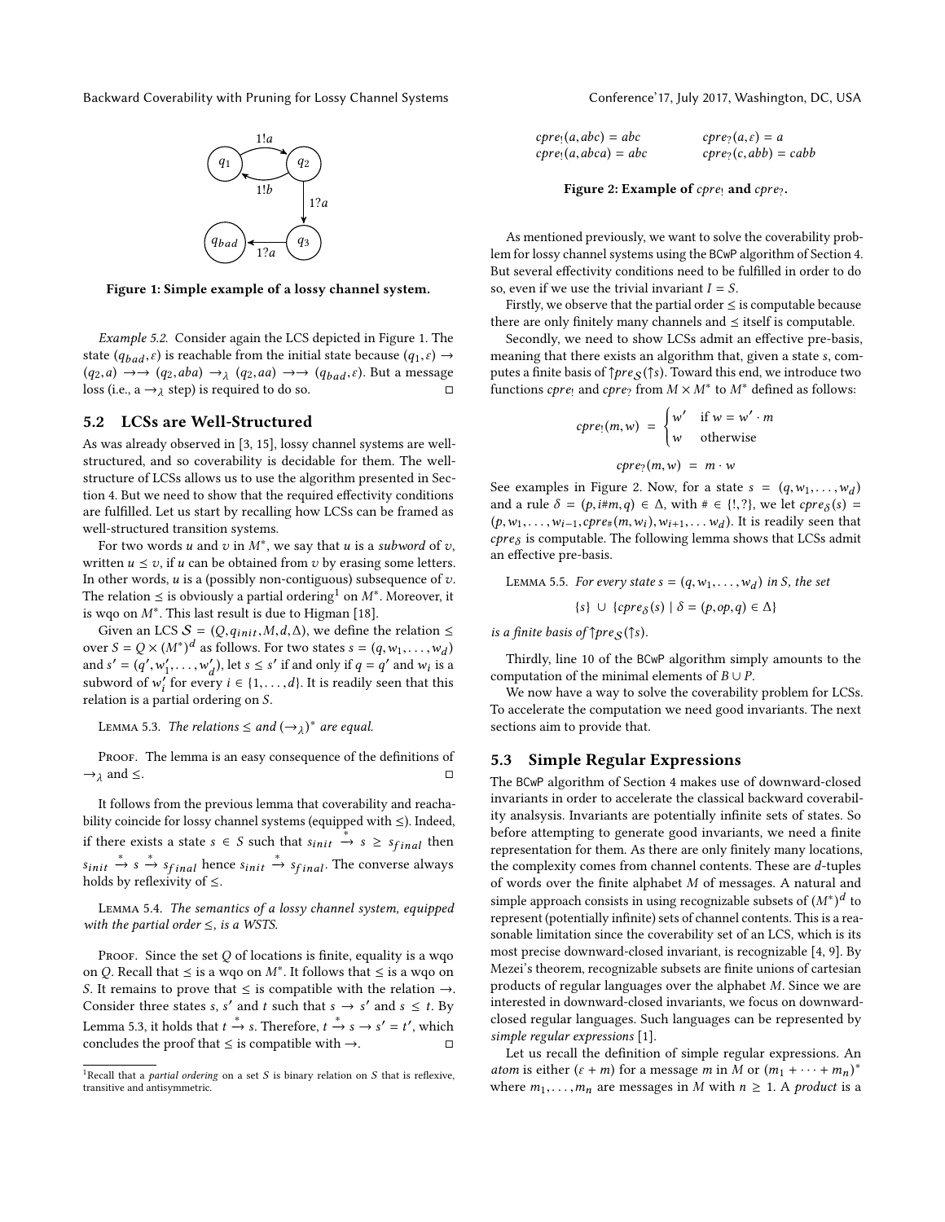Figure 1: Simple example of a lossy channel system.

*Example 5.2.* Consider again the LCS depicted in Figure 1. The state $(q_{bad}, \varepsilon)$ is reachable from the initial state because $(q_1, \varepsilon) \rightarrow (q_2, aba) \rightarrow\rightarrow (q_2, aba) \rightarrow_\lambda (q_2, aa) \rightarrow\rightarrow (q_{bad}, \varepsilon)$. But a message loss (i.e., a $\rightarrow_\lambda$ step) is required to do so. □

## 5.2 LCSs are Well-Structured

As was already observed in [3, 15], lossy channel systems are well-structured, and so coverability is decidable for them. The well-structure of LCSs allows us to use the algorithm presented in Section 4. But we need to show that the required effectivity conditions are fulfilled. Let us start by recalling how LCSs can be framed as well-structured transition systems.

For two words $u$ and $v$ in $M^*$, we say that $u$ is a *subword* of $v$, written $u \preceq v$, if $u$ can be obtained from $v$ by erasing some letters. In other words, $u$ is a (possibly non-contiguous) subsequence of $v$. The relation $\preceq$ is obviously a partial ordering[1] on $M^*$. Moreover, it is wqo on $M^*$. This last result is due to Higman [18].

Given an LCS $\mathcal{S} = (Q, q_{init}, M, d, \Delta)$, we define the relation $\leq$ over $S = Q \times (M^*)^d$ as follows. For two states $s = (q, w_1, \ldots, w_d)$ and $s' = (q', w'_1, \ldots, w'_d)$, let $s \leq s'$ if and only if $q = q'$ and $w_i$ is a subword of $w'_i$ for every $i \in \{1, \ldots, d\}$. It is readily seen that this relation is a partial ordering on $S$.

Lemma 5.3. *The relations $\leq$ and $(\rightarrow_\lambda)^*$ are equal.*

Proof. The lemma is an easy consequence of the definitions of $\rightarrow_\lambda$ and $\leq$. □

It follows from the previous lemma that coverability and reachability coincide for lossy channel systems (equipped with $\leq$). Indeed, if there exists a state $s \in S$ such that $s_{init} \xrightarrow{*} s \geq s_{final}$ then $s_{init} \xrightarrow{*} s \xrightarrow{*} s_{final}$ hence $s_{init} \xrightarrow{*} s_{final}$. The converse always holds by reflexivity of $\leq$.

Lemma 5.4. *The semantics of a lossy channel system, equipped with the partial order $\leq$, is a WSTS.*

Proof. Since the set $Q$ of locations is finite, equality is a wqo on $Q$. Recall that $\preceq$ is a wqo on $M^*$. It follows that $\leq$ is a wqo on $S$. It remains to prove that $\leq$ is compatible with the relation $\rightarrow$. Consider three states $s$, $s'$ and $t$ such that $s \rightarrow s'$ and $s \leq t$. By Lemma 5.3, it holds that $t \xrightarrow{*} s$. Therefore, $t \xrightarrow{*} s \rightarrow s' = t'$, which concludes the proof that $\leq$ is compatible with $\rightarrow$. □

[1] Recall that a *partial ordering* on a set $S$ is binary relation on $S$ that is reflexive, transitive and antisymmetric.

$cpre_!(a, abc) = abc$ $\quad$ $cpre_?(a, \varepsilon) = a$

$cpre_!(a, abca) = abc$ $\quad$ $cpre_?(c, abb) = cabb$

**Figure 2: Example of $cpre_!$ and $cpre_?$.**

As mentioned previously, we want to solve the coverability problem for lossy channel systems using the BCwP algorithm of Section 4. But several effectivity conditions need to be fulfilled in order to do so, even if we use the trivial invariant $I = S$.

Firstly, we observe that the partial order $\leq$ is computable because there are only finitely many channels and $\preceq$ itself is computable.

Secondly, we need to show LCSs admit an effective pre-basis, meaning that there exists an algorithm that, given a state $s$, computes a finite basis of $\uparrow pre_{\mathcal{S}}(\uparrow s)$. Toward this end, we introduce two functions $cpre_!$ and $cpre_?$ from $M \times M^*$ to $M^*$ defined as follows:

$$cpre_!(m, w) = \begin{cases} w' & \text{if } w = w' \cdot m \\ w & \text{otherwise} \end{cases}$$

$$cpre_?(m, w) = m \cdot w$$

See examples in Figure 2. Now, for a state $s = (q, w_1, \ldots, w_d)$ and a rule $\delta = (p, i\#m, q) \in \Delta$, with $\# \in \{!, ?\}$, we let $cpre_\delta(s) = (p, w_1, \ldots, w_{i-1}, cpre_\#(m, w_i), w_{i+1}, \ldots w_d)$. It is readily seen that $cpre_\delta$ is computable. The following lemma shows that LCSs admit an effective pre-basis.

Lemma 5.5. *For every state $s = (q, w_1, \ldots, w_d)$ in $S$, the set*

$$\{s\} \cup \{cpre_\delta(s) \mid \delta = (p, op, q) \in \Delta\}$$

*is a finite basis of $\uparrow pre_{\mathcal{S}}(\uparrow s)$.*

Thirdly, line 10 of the BCwP algorithm simply amounts to the computation of the minimal elements of $B \cup P$.

We now have a way to solve the coverability problem for LCSs. To accelerate the computation we need good invariants. The next sections aim to provide that.

## 5.3 Simple Regular Expressions

The BCwP algorithm of Section 4 makes use of downward-closed invariants in order to accelerate the classical backward coverability analsysis. Invariants are potentially infinite sets of states. So before attempting to generate good invariants, we need a finite representation for them. As there are only finitely many locations, the complexity comes from channel contents. These are $d$-tuples of words over the finite alphabet $M$ of messages. A natural and simple approach consists in using recognizable subsets of $(M^*)^d$ to represent (potentially infinite) sets of channel contents. This is a reasonable limitation since the coverability set of an LCS, which is its most precise downward-closed invariant, is recognizable [4, 9]. By Mezei's theorem, recognizable subsets are finite unions of cartesian products of regular languages over the alphabet $M$. Since we are interested in downward-closed invariants, we focus on downward-closed regular languages. Such languages can be represented by *simple regular expressions* [1].

Let us recall the definition of simple regular expressions. An *atom* is either $(\varepsilon + m)$ for a message $m$ in $M$ or $(m_1 + \cdots + m_n)^*$ where $m_1, \ldots, m_n$ are messages in $M$ with $n \geq 1$. A *product* is a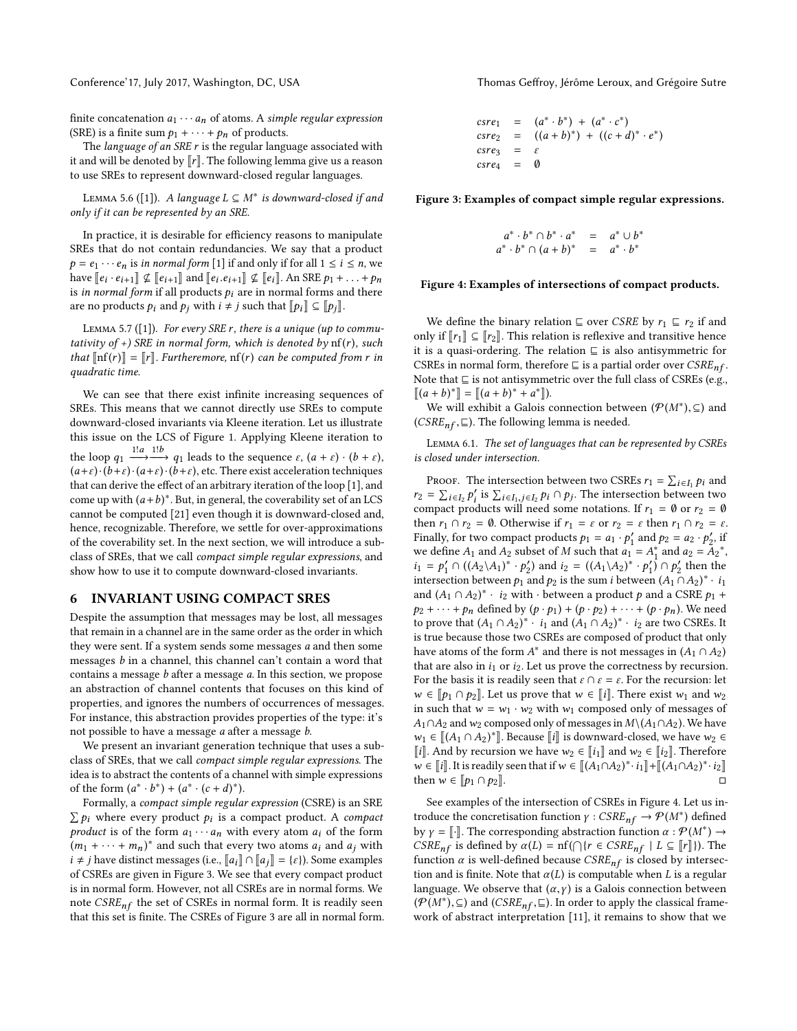finite concatenation $a_1 \cdots a_n$ of atoms. A *simple regular expression* (SRE) is a finite sum $p_1 + \cdots + p_n$ of products.

The *language of an SRE r* is the regular language associated with it and will be denoted by $[\![r]\!]$. The following lemma give us a reason to use SREs to represent downward-closed regular languages.

Lemma 5.6 ([1]). *A language $L \subseteq M^*$ is downward-closed if and only if it can be represented by an SRE.*

In practice, it is desirable for efficiency reasons to manipulate SREs that do not contain redundancies. We say that a product $p = e_1 \cdots e_n$ is *in normal form* [1] if and only if for all $1 \leq i \leq n$, we have $[\![e_i \cdot e_{i+1}]\!] \nsubseteq [\![e_{i+1}]\!]$ and $[\![e_i . e_{i+1}]\!] \nsubseteq [\![e_i]\!]$. An SRE $p_1 + \ldots + p_n$ is *in normal form* if all products $p_i$ are in normal forms and there are no products $p_i$ and $p_j$ with $i \neq j$ such that $[\![p_i]\!] \subseteq [\![p_j]\!]$.

Lemma 5.7 ([1]). *For every SRE r, there is a unique (up to commutativity of +) SRE in normal form, which is denoted by $\mathrm{nf}(r)$, such that $[\![\mathrm{nf}(r)]\!] = [\![r]\!]$. Furtheremore, $\mathrm{nf}(r)$ can be computed from r in quadratic time.*

We can see that there exist infinite increasing sequences of SREs. This means that we cannot directly use SREs to compute downward-closed invariants via Kleene iteration. Let us illustrate this issue on the LCS of Figure 1. Applying Kleene iteration to the loop $q_1 \xrightarrow{1!a} \xrightarrow{1!b} q_1$ leads to the sequence $\varepsilon$, $(a+\varepsilon)\cdot(b+\varepsilon)$, $(a+\varepsilon)\cdot(b+\varepsilon)\cdot(a+\varepsilon)\cdot(b+\varepsilon)$, etc. There exist acceleration techniques that can derive the effect of an arbitrary iteration of the loop [1], and come up with $(a+b)^*$. But, in general, the coverability set of an LCS cannot be computed [21] even though it is downward-closed and, hence, recognizable. Therefore, we settle for over-approximations of the coverability set. In the next section, we will introduce a subclass of SREs, that we call *compact simple regular expressions*, and show how to use it to compute downward-closed invariants.

## 6 INVARIANT USING COMPACT SRES

Despite the assumption that messages may be lost, all messages that remain in a channel are in the same order as the order in which they were sent. If a system sends some messages $a$ and then some messages $b$ in a channel, this channel can't contain a word that contains a message $b$ after a message $a$. In this section, we propose an abstraction of channel contents that focuses on this kind of properties, and ignores the numbers of occurrences of messages. For instance, this abstraction provides properties of the type: it's not possible to have a message $a$ after a message $b$.

We present an invariant generation technique that uses a subclass of SREs, that we call *compact simple regular expressions*. The idea is to abstract the contents of a channel with simple expressions of the form $(a^* \cdot b^*) + (a^* \cdot (c+d)^*)$.

Formally, a *compact simple regular expression* (CSRE) is an SRE $\sum p_i$ where every product $p_i$ is a compact product. A *compact product* is of the form $a_1 \cdots a_n$ with every atom $a_i$ of the form $(m_1 + \cdots + m_n)^*$ and such that every two atoms $a_i$ and $a_j$ with $i \neq j$ have distinct messages (i.e., $[\![a_i]\!] \cap [\![a_j]\!] = \{\varepsilon\}$). Some examples of CSREs are given in Figure 3. We see that every compact product is in normal form. However, not all CSREs are in normal forms. We note $CSRE_{nf}$ the set of CSREs in normal form. It is readily seen that this set is finite. The CSREs of Figure 3 are all in normal form.

$$
\begin{aligned}
csre_1 &= (a^* \cdot b^*) + (a^* \cdot c^*) \\
csre_2 &= ((a+b)^*) + ((c+d)^* \cdot e^*) \\
csre_3 &= \varepsilon \\
csre_4 &= \emptyset
\end{aligned}
$$

**Figure 3: Examples of compact simple regular expressions.**

$$
\begin{aligned}
a^* \cdot b^* \cap b^* \cdot a^* &= a^* \cup b^* \\
a^* \cdot b^* \cap (a+b)^* &= a^* \cdot b^*
\end{aligned}
$$

**Figure 4: Examples of intersections of compact products.**

We define the binary relation $\sqsubseteq$ over $CSRE$ by $r_1 \sqsubseteq r_2$ if and only if $[\![r_1]\!] \subseteq [\![r_2]\!]$. This relation is reflexive and transitive hence it is a quasi-ordering. The relation $\sqsubseteq$ is also antisymmetric for CSREs in normal form, therefore $\sqsubseteq$ is a partial order over $CSRE_{nf}$. Note that $\sqsubseteq$ is not antisymmetric over the full class of CSREs (e.g., $[\![(a+b)^*]\!] = [\![(a+b)^* + a^*]\!]$).

We will exhibit a Galois connection between $(\mathcal{P}(M^*), \subseteq)$ and $(CSRE_{nf}, \sqsubseteq)$. The following lemma is needed.

Lemma 6.1. *The set of languages that can be represented by CSREs is closed under intersection.*

Proof. The intersection between two CSREs $r_1 = \sum_{i \in I_1} p_i$ and $r_2 = \sum_{i \in I_2} p'_i$ is $\sum_{i \in I_1, j \in I_2} p_i \cap p_j$. The intersection between two compact products will need some notations. If $r_1 = \emptyset$ or $r_2 = \emptyset$ then $r_1 \cap r_2 = \emptyset$. Otherwise if $r_1 = \varepsilon$ or $r_2 = \varepsilon$ then $r_1 \cap r_2 = \varepsilon$. Finally, for two compact products $p_1 = a_1 \cdot p'_1$ and $p_2 = a_2 \cdot p'_2$, if we define $A_1$ and $A_2$ subset of $M$ such that $a_1 = A_1^*$ and $a_2 = A_2{}^*$, $i_1 = p'_1 \cap ((A_2 \backslash A_1)^* \cdot p'_2)$ and $i_2 = ((A_1 \backslash A_2)^* \cdot p'_1) \cap p'_2$ then the intersection between $p_1$ and $p_2$ is the sum $i$ between $(A_1 \cap A_2)^* \cdot i_1$ and $(A_1 \cap A_2)^* \cdot i_2$ with $\cdot$ between a product $p$ and a CSRE $p_1 + p_2 + \cdots + p_n$ defined by $(p \cdot p_1) + (p \cdot p_2) + \cdots + (p \cdot p_n)$. We need to prove that $(A_1 \cap A_2)^* \cdot i_1$ and $(A_1 \cap A_2)^* \cdot i_2$ are two CSREs. It is true because those two CSREs are composed of product that only have atoms of the form $A^*$ and there is not messages in $(A_1 \cap A_2)$ that are also in $i_1$ or $i_2$. Let us prove the correctness by recursion. For the basis it is readily seen that $\varepsilon \cap \varepsilon = \varepsilon$. For the recursion: let $w \in [\![p_1 \cap p_2]\!]$. Let us prove that $w \in [\![i]\!]$. There exist $w_1$ and $w_2$ in such that $w = w_1 \cdot w_2$ with $w_1$ composed only of messages of $A_1 \cap A_2$ and $w_2$ composed only of messages in $M \backslash (A_1 \cap A_2)$. We have $w_1 \in [\![(A_1 \cap A_2)^*]\!]$. Because $[\![i]\!]$ is downward-closed, we have $w_2 \in [\![i]\!]$. And by recursion we have $w_2 \in [\![i_1]\!]$ and $w_2 \in [\![i_2]\!]$. Therefore $w \in [\![i]\!]$. It is readily seen that if $w \in [\![(A_1 \cap A_2)^* \cdot i_1]\!] + [\![(A_1 \cap A_2)^* \cdot i_2]\!]$ then $w \in [\![p_1 \cap p_2]\!]$. ◻

See examples of the intersection of CSREs in Figure 4. Let us introduce the concretisation function $\gamma : CSRE_{nf} \to \mathcal{P}(M^*)$ defined by $\gamma = [\![\cdot]\!]$. The corresponding abstraction function $\alpha : \mathcal{P}(M^*) \to CSRE_{nf}$ is defined by $\alpha(L) = \mathrm{nf}(\bigcap \{r \in CSRE_{nf} \mid L \subseteq [\![r]\!]\})$. The function $\alpha$ is well-defined because $CSRE_{nf}$ is closed by intersection and is finite. Note that $\alpha(L)$ is computable when $L$ is a regular language. We observe that $(\alpha, \gamma)$ is a Galois connection between $(\mathcal{P}(M^*), \subseteq)$ and $(CSRE_{nf}, \sqsubseteq)$. In order to apply the classical framework of abstract interpretation [11], it remains to show that we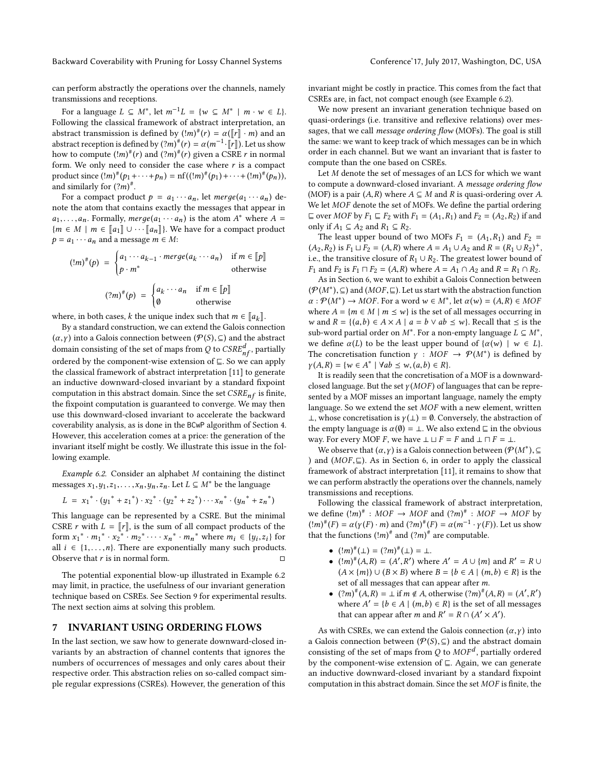can perform abstractly the operations over the channels, namely transmissions and receptions.

For a language $L \subseteq M^*$, let $m^{-1}L = \{w \subseteq M^* \mid m \cdot w \in L\}$. Following the classical framework of abstract interpretation, an abstract transmission is defined by $(!m)^\#(r) = \alpha(\llbracket r \rrbracket \cdot m)$ and an abstract reception is defined by $(?m)^\#(r) = \alpha(m^{-1} \cdot \llbracket r \rrbracket)$. Let us show how to compute $(!m)^\#(r)$ and $(?m)^\#(r)$ given a CSRE $r$ in normal form. We only need to consider the case where $r$ is a compact product since $(!m)^\#(p_1 + \cdots + p_n) = \mathrm{nf}((!m)^\#(p_1) + \cdots + (!m)^\#(p_n))$, and similarly for $(?m)^\#$.

For a compact product $p = a_1 \cdots a_n$, let $merge(a_1 \cdots a_n)$ denote the atom that contains exactly the messages that appear in $a_1, \ldots, a_n$. Formally, $merge(a_1 \cdots a_n)$ is the atom $A^*$ where $A = \{m \in M \mid m \in \llbracket a_1 \rrbracket \cup \cdots \llbracket a_n \rrbracket\}$. We have for a compact product $p = a_1 \cdots a_n$ and a message $m \in M$:

$$(!m)^\#(p) = \begin{cases} a_1 \cdots a_{k-1} \cdot merge(a_k \cdots a_n) & \text{if } m \in \llbracket p \rrbracket \\ p \cdot m^* & \text{otherwise} \end{cases}$$

$$(?m)^\#(p) = \begin{cases} a_k \cdots a_n & \text{if } m \in \llbracket p \rrbracket \\ \emptyset & \text{otherwise} \end{cases}$$

where, in both cases, $k$ the unique index such that $m \in \llbracket a_k \rrbracket$.

By a standard construction, we can extend the Galois connection $(\alpha, \gamma)$ into a Galois connection between $(\mathcal{P}(S), \subseteq)$ and the abstract domain consisting of the set of maps from $Q$ to $CSRE_{nf}^d$, partially ordered by the component-wise extension of $\sqsubseteq$. So we can apply the classical framework of abstract interpretation [11] to generate an inductive downward-closed invariant by a standard fixpoint computation in this abstract domain. Since the set $CSRE_{nf}$ is finite, the fixpoint computation is guaranteed to converge. We may then use this downward-closed invariant to accelerate the backward coverability analysis, as is done in the BCwP algorithm of Section 4. However, this acceleration comes at a price: the generation of the invariant itself might be costly. We illustrate this issue in the following example.

*Example 6.2.* Consider an alphabet $M$ containing the distinct messages $x_1, y_1, z_1, \ldots, x_n, y_n, z_n$. Let $L \subseteq M^*$ be the language

$$L = {x_1}^* \cdot ({y_1}^* + {z_1}^*) \cdot {x_2}^* \cdot ({y_2}^* + {z_2}^*) \cdots {x_n}^* \cdot ({y_n}^* + {z_n}^*)$$

This language can be represented by a CSRE. But the minimal CSRE $r$ with $L = \llbracket r \rrbracket$, is the sum of all compact products of the form ${x_1}^* \cdot {m_1}^* \cdot {x_2}^* \cdot {m_2}^* \cdots {x_n}^* \cdot {m_n}^*$ where $m_i \in \{y_i, z_i\}$ for all $i \in \{1, \ldots, n\}$. There are exponentially many such products. Observe that $r$ is in normal form. □

The potential exponential blow-up illustrated in Example 6.2 may limit, in practice, the usefulness of our invariant generation technique based on CSREs. See Section 9 for experimental results. The next section aims at solving this problem.

## 7 INVARIANT USING ORDERING FLOWS

In the last section, we saw how to generate downward-closed invariants by an abstraction of channel contents that ignores the numbers of occurrences of messages and only cares about their respective order. This abstraction relies on so-called compact simple regular expressions (CSREs). However, the generation of this invariant might be costly in practice. This comes from the fact that CSREs are, in fact, not compact enough (see Example 6.2).

We now present an invariant generation technique based on quasi-orderings (i.e. transitive and reflexive relations) over messages, that we call *message ordering flow* (MOFs). The goal is still the same: we want to keep track of which messages can be in which order in each channel. But we want an invariant that is faster to compute than the one based on CSREs.

Let $M$ denote the set of messages of an LCS for which we want to compute a downward-closed invariant. A *message ordering flow* (MOF) is a pair $(A, R)$ where $A \subseteq M$ and $R$ is quasi-ordering over $A$. We let $MOF$ denote the set of MOFs. We define the partial ordering $\sqsubseteq$ over $MOF$ by $F_1 \sqsubseteq F_2$ with $F_1 = (A_1, R_1)$ and $F_2 = (A_2, R_2)$ if and only if $A_1 \subseteq A_2$ and $R_1 \subseteq R_2$.

The least upper bound of two MOFs $F_1 = (A_1, R_1)$ and $F_2 = (A_2, R_2)$ is $F_1 \sqcup F_2 = (A, R)$ where $A = A_1 \cup A_2$ and $R = (R_1 \cup R_2)^+$, i.e., the transitive closure of $R_1 \cup R_2$. The greatest lower bound of $F_1$ and $F_2$ is $F_1 \sqcap F_2 = (A, R)$ where $A = A_1 \cap A_2$ and $R = R_1 \cap R_2$.

As in Section 6, we want to exhibit a Galois Connection between $(\mathcal{P}(M^*), \subseteq)$ and $(MOF, \sqsubseteq)$. Let us start with the abstraction function $\alpha : \mathcal{P}(M^*) \to MOF$. For a word $w \in M^*$, let $\alpha(w) = (A, R) \in MOF$ where $A = \{m \in M \mid m \preceq w\}$ is the set of all messages occurring in $w$ and $R = \{(a, b) \in A \times A \mid a = b \vee ab \preceq w\}$. Recall that $\preceq$ is the sub-word partial order on $M^*$. For a non-empty language $L \subseteq M^*$, we define $\alpha(L)$ to be the least upper bound of $\{\alpha(w) \mid w \in L\}$. The concretisation function $\gamma : MOF \to \mathcal{P}(M^*)$ is defined by $\gamma(A, R) = \{w \in A^* \mid \forall ab \preceq w, (a, b) \in R\}$.

It is readily seen that the concretisation of a MOF is a downward-closed language. But the set $\gamma(MOF)$ of languages that can be represented by a MOF misses an important language, namely the empty language. So we extend the set $MOF$ with a new element, written $\bot$, whose concretisation is $\gamma(\bot) = \emptyset$. Conversely, the abstraction of the empty language is $\alpha(\emptyset) = \bot$. We also extend $\sqsubseteq$ in the obvious way. For every MOF $F$, we have $\bot \sqcup F = F$ and $\bot \sqcap F = \bot$.

We observe that $(\alpha, \gamma)$ is a Galois connection between $(\mathcal{P}(M^*), \subseteq)$ and $(MOF, \sqsubseteq)$. As in Section 6, in order to apply the classical framework of abstract interpretation [11], it remains to show that we can perform abstractly the operations over the channels, namely transmissions and receptions.

Following the classical framework of abstract interpretation, we define $(!m)^\# : MOF \to MOF$ and $(?m)^\# : MOF \to MOF$ by $(!m)^\#(F) = \alpha(\gamma(F) \cdot m)$ and $(?m)^\#(F) = \alpha(m^{-1} \cdot \gamma(F))$. Let us show that the functions $(!m)^\#$ and $(?m)^\#$ are computable.

- $(!m)^\#(\bot) = (?m)^\#(\bot) = \bot$.
- $(!m)^\#(A, R) = (A', R')$ where $A' = A \cup \{m\}$ and $R' = R \cup (A \times \{m\}) \cup (B \times B)$ where $B = \{b \in A \mid (m, b) \in R\}$ is the set of all messages that can appear after $m$.
- $(?m)^\#(A, R) = \bot$ if $m \notin A$, otherwise $(?m)^\#(A, R) = (A', R')$ where $A' = \{b \in A \mid (m, b) \in R\}$ is the set of all messages that can appear after $m$ and $R' = R \cap (A' \times A')$.

As with CSREs, we can extend the Galois connection $(\alpha, \gamma)$ into a Galois connection between $(\mathcal{P}(S), \subseteq)$ and the abstract domain consisting of the set of maps from $Q$ to $MOF^d$, partially ordered by the component-wise extension of $\sqsubseteq$. Again, we can generate an inductive downward-closed invariant by a standard fixpoint computation in this abstract domain. Since the set $MOF$ is finite, the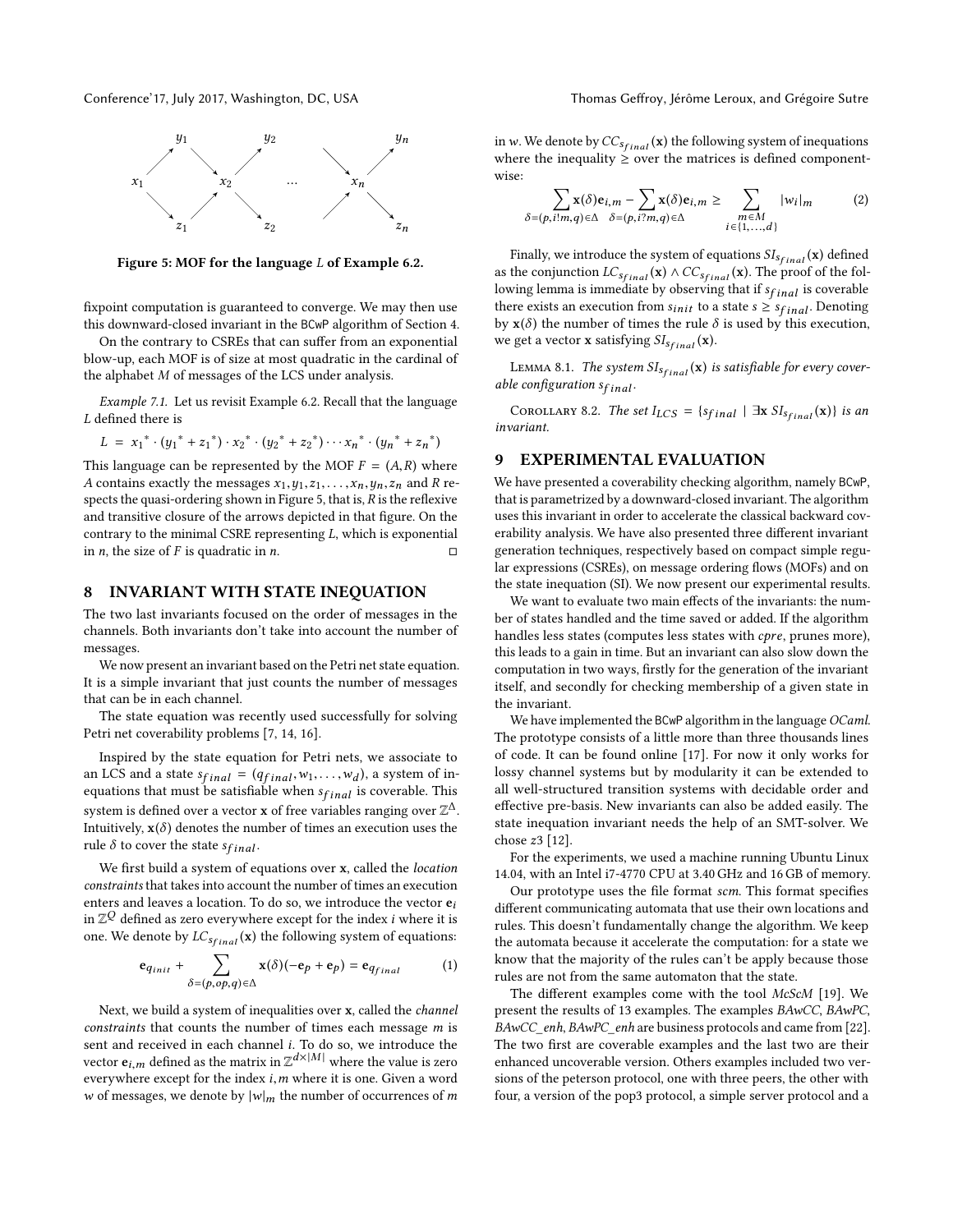Figure 5: MOF for the language $L$ of Example 6.2.

fixpoint computation is guaranteed to converge. We may then use this downward-closed invariant in the BCwP algorithm of Section 4.

On the contrary to CSREs that can suffer from an exponential blow-up, each MOF is of size at most quadratic in the cardinal of the alphabet $M$ of messages of the LCS under analysis.

*Example 7.1.* Let us revisit Example 6.2. Recall that the language $L$ defined there is

$$L = x_1{}^* \cdot (y_1{}^* + z_1{}^*) \cdot x_2{}^* \cdot (y_2{}^* + z_2{}^*) \cdots x_n{}^* \cdot (y_n{}^* + z_n{}^*)$$

This language can be represented by the MOF $F = (A, R)$ where $A$ contains exactly the messages $x_1, y_1, z_1, \ldots, x_n, y_n, z_n$ and $R$ respects the quasi-ordering shown in Figure 5, that is, $R$ is the reflexive and transitive closure of the arrows depicted in that figure. On the contrary to the minimal CSRE representing $L$, which is exponential in $n$, the size of $F$ is quadratic in $n$. ◻

## 8 INVARIANT WITH STATE INEQUATION

The two last invariants focused on the order of messages in the channels. Both invariants don't take into account the number of messages.

We now present an invariant based on the Petri net state equation. It is a simple invariant that just counts the number of messages that can be in each channel.

The state equation was recently used successfully for solving Petri net coverability problems [7, 14, 16].

Inspired by the state equation for Petri nets, we associate to an LCS and a state $s_{final} = (q_{final}, w_1, \ldots, w_d)$, a system of inequations that must be satisfiable when $s_{final}$ is coverable. This system is defined over a vector $\mathbf{x}$ of free variables ranging over $\mathbb{Z}^{\Delta}$. Intuitively, $\mathbf{x}(\delta)$ denotes the number of times an execution uses the rule $\delta$ to cover the state $s_{final}$.

We first build a system of equations over $\mathbf{x}$, called the *location constraints* that takes into account the number of times an execution enters and leaves a location. To do so, we introduce the vector $\mathbf{e}_i$ in $\mathbb{Z}^Q$ defined as zero everywhere except for the index $i$ where it is one. We denote by $LC_{s_{final}}(\mathbf{x})$ the following system of equations:

$$\mathbf{e}_{q_{init}} + \sum_{\delta=(p,op,q)\in\Delta} \mathbf{x}(\delta)(-\mathbf{e}_p + \mathbf{e}_p) = \mathbf{e}_{q_{final}} \qquad (1)$$

Next, we build a system of inequalities over $\mathbf{x}$, called the *channel constraints* that counts the number of times each message $m$ is sent and received in each channel $i$. To do so, we introduce the vector $\mathbf{e}_{i,m}$ defined as the matrix in $\mathbb{Z}^{d\times|M|}$ where the value is zero everywhere except for the index $i, m$ where it is one. Given a word $w$ of messages, we denote by $|w|_m$ the number of occurrences of $m$ in $w$. We denote by $CC_{s_{final}}(\mathbf{x})$ the following system of inequations where the inequality $\geq$ over the matrices is defined component-wise:

$$\sum_{\delta=(p,i!m,q)\in\Delta} \mathbf{x}(\delta)\mathbf{e}_{i,m} - \sum_{\delta=(p,i?m,q)\in\Delta} \mathbf{x}(\delta)\mathbf{e}_{i,m} \geq \sum_{\substack{m\in M\\ i\in\{1,\ldots,d\}}} |w_i|_m \qquad (2)$$

Finally, we introduce the system of equations $SI_{s_{final}}(\mathbf{x})$ defined as the conjunction $LC_{s_{final}}(\mathbf{x}) \wedge CC_{s_{final}}(\mathbf{x})$. The proof of the following lemma is immediate by observing that if $s_{final}$ is coverable there exists an execution from $s_{init}$ to a state $s \geq s_{final}$. Denoting by $\mathbf{x}(\delta)$ the number of times the rule $\delta$ is used by this execution, we get a vector $\mathbf{x}$ satisfying $SI_{s_{final}}(\mathbf{x})$.

Lemma 8.1. *The system $SI_{s_{final}}(\mathbf{x})$ is satisfiable for every coverable configuration $s_{final}$.*

Corollary 8.2. *The set $I_{LCS} = \{s_{final} \mid \exists \mathbf{x}\ SI_{s_{final}}(\mathbf{x})\}$ is an invariant.*

## 9 EXPERIMENTAL EVALUATION

We have presented a coverability checking algorithm, namely BCwP, that is parametrized by a downward-closed invariant. The algorithm uses this invariant in order to accelerate the classical backward coverability analysis. We have also presented three different invariant generation techniques, respectively based on compact simple regular expressions (CSREs), on message ordering flows (MOFs) and on the state inequation (SI). We now present our experimental results.

We want to evaluate two main effects of the invariants: the number of states handled and the time saved or added. If the algorithm handles less states (computes less states with *cpre*, prunes more), this leads to a gain in time. But an invariant can also slow down the computation in two ways, firstly for the generation of the invariant itself, and secondly for checking membership of a given state in the invariant.

We have implemented the BCwP algorithm in the language *OCaml*. The prototype consists of a little more than three thousands lines of code. It can be found online [17]. For now it only works for lossy channel systems but by modularity it can be extended to all well-structured transition systems with decidable order and effective pre-basis. New invariants can also be added easily. The state inequation invariant needs the help of an SMT-solver. We chose z3 [12].

For the experiments, we used a machine running Ubuntu Linux 14.04, with an Intel i7-4770 CPU at 3.40 GHz and 16 GB of memory.

Our prototype uses the file format *scm*. This format specifies different communicating automata that use their own locations and rules. This doesn't fundamentally change the algorithm. We keep the automata because it accelerate the computation: for a state we know that the majority of the rules can't be apply because those rules are not from the same automaton that the state.

The different examples come with the tool *McScM* [19]. We present the results of 13 examples. The examples *BAwCC*, *BAwPC*, *BAwCC_enh*, *BAwPC_enh* are business protocols and came from [22]. The two first are coverable examples and the last two are their enhanced uncoverable version. Others examples included two versions of the peterson protocol, one with three peers, the other with four, a version of the pop3 protocol, a simple server protocol and a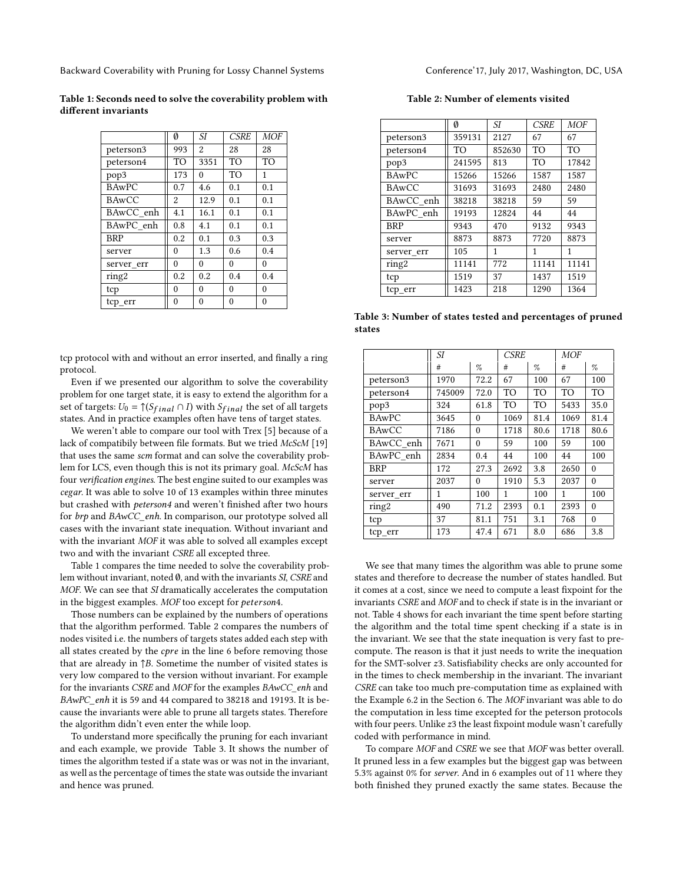**Table 1: Seconds need to solve the coverability problem with different invariants**

| | ∅ | *SI* | *CSRE* | *MOF* |
|---|---|---|---|---|
| peterson3 | 993 | 2 | 28 | 28 |
| peterson4 | TO | 3351 | TO | TO |
| pop3 | 173 | 0 | TO | 1 |
| BAwPC | 0.7 | 4.6 | 0.1 | 0.1 |
| BAwCC | 2 | 12.9 | 0.1 | 0.1 |
| BAwCC_enh | 4.1 | 16.1 | 0.1 | 0.1 |
| BAwPC_enh | 0.8 | 4.1 | 0.1 | 0.1 |
| BRP | 0.2 | 0.1 | 0.3 | 0.3 |
| server | 0 | 1.3 | 0.6 | 0.4 |
| server_err | 0 | 0 | 0 | 0 |
| ring2 | 0.2 | 0.2 | 0.4 | 0.4 |
| tcp | 0 | 0 | 0 | 0 |
| tcp_err | 0 | 0 | 0 | 0 |

tcp protocol with and without an error inserted, and finally a ring protocol.

Even if we presented our algorithm to solve the coverability problem for one target state, it is easy to extend the algorithm for a set of targets: $U_0 = \uparrow(S_{final} \cap I)$ with $S_{final}$ the set of all targets states. And in practice examples often have tens of target states.

We weren't able to compare our tool with Trex [5] because of a lack of compatibily between file formats. But we tried *McScM* [19] that uses the same *scm* format and can solve the coverability problem for LCS, even though this is not its primary goal. *McScM* has four *verification engines*. The best engine suited to our examples was *cegar*. It was able to solve 10 of 13 examples within three minutes but crashed with *peterson4* and weren't finished after two hours for *brp* and *BAwCC_enh*. In comparison, our prototype solved all cases with the invariant state inequation. Without invariant and with the invariant *MOF* it was able to solved all examples except two and with the invariant *CSRE* all excepted three.

Table 1 compares the time needed to solve the coverability problem without invariant, noted ∅, and with the invariants *SI*, *CSRE* and *MOF*. We can see that *SI* dramatically accelerates the computation in the biggest examples. *MOF* too except for *peterson*4.

Those numbers can be explained by the numbers of operations that the algorithm performed. Table 2 compares the numbers of nodes visited i.e. the numbers of targets states added each step with all states created by the *cpre* in the line 6 before removing those that are already in $\uparrow B$. Sometime the number of visited states is very low compared to the version without invariant. For example for the invariants *CSRE* and *MOF* for the examples *BAwCC_enh* and *BAwPC_enh* it is 59 and 44 compared to 38218 and 19193. It is because the invariants were able to prune all targets states. Therefore the algorithm didn't even enter the while loop.

To understand more specifically the pruning for each invariant and each example, we provide Table 3. It shows the number of times the algorithm tested if a state was or was not in the invariant, as well as the percentage of times the state was outside the invariant and hence was pruned.

**Table 2: Number of elements visited**

| | ∅ | *SI* | *CSRE* | *MOF* |
|---|---|---|---|---|
| peterson3 | 359131 | 2127 | 67 | 67 |
| peterson4 | TO | 852630 | TO | TO |
| pop3 | 241595 | 813 | TO | 17842 |
| BAwPC | 15266 | 15266 | 1587 | 1587 |
| BAwCC | 31693 | 31693 | 2480 | 2480 |
| BAwCC_enh | 38218 | 38218 | 59 | 59 |
| BAwPC_enh | 19193 | 12824 | 44 | 44 |
| BRP | 9343 | 470 | 9132 | 9343 |
| server | 8873 | 8873 | 7720 | 8873 |
| server_err | 105 | 1 | 1 | 1 |
| ring2 | 11141 | 772 | 11141 | 11141 |
| tcp | 1519 | 37 | 1437 | 1519 |
| tcp_err | 1423 | 218 | 1290 | 1364 |

**Table 3: Number of states tested and percentages of pruned states**

| | *SI* | | *CSRE* | | *MOF* | |
|---|---|---|---|---|---|---|
| | # | % | # | % | # | % |
| peterson3 | 1970 | 72.2 | 67 | 100 | 67 | 100 |
| peterson4 | 745009 | 72.0 | TO | TO | TO | TO |
| pop3 | 324 | 61.8 | TO | TO | 5433 | 35.0 |
| BAwPC | 3645 | 0 | 1069 | 81.4 | 1069 | 81.4 |
| BAwCC | 7186 | 0 | 1718 | 80.6 | 1718 | 80.6 |
| BAwCC_enh | 7671 | 0 | 59 | 100 | 59 | 100 |
| BAwPC_enh | 2834 | 0.4 | 44 | 100 | 44 | 100 |
| BRP | 172 | 27.3 | 2692 | 3.8 | 2650 | 0 |
| server | 2037 | 0 | 1910 | 5.3 | 2037 | 0 |
| server_err | 1 | 100 | 1 | 100 | 1 | 100 |
| ring2 | 490 | 71.2 | 2393 | 0.1 | 2393 | 0 |
| tcp | 37 | 81.1 | 751 | 3.1 | 768 | 0 |
| tcp_err | 173 | 47.4 | 671 | 8.0 | 686 | 3.8 |

We see that many times the algorithm was able to prune some states and therefore to decrease the number of states handled. But it comes at a cost, since we need to compute a least fixpoint for the invariants *CSRE* and *MOF* and to check if state is in the invariant or not. Table 4 shows for each invariant the time spent before starting the algorithm and the total time spent checking if a state is in the invariant. We see that the state inequation is very fast to precompute. The reason is that it just needs to write the inequation for the SMT-solver *z*3. Satisfiability checks are only accounted for in the times to check membership in the invariant. The invariant *CSRE* can take too much pre-computation time as explained with the Example 6.2 in the Section 6. The *MOF* invariant was able to do the computation in less time excepted for the peterson protocols with four peers. Unlike *z*3 the least fixpoint module wasn't carefully coded with performance in mind.

To compare *MOF* and *CSRE* we see that *MOF* was better overall. It pruned less in a few examples but the biggest gap was between 5.3% against 0% for *server*. And in 6 examples out of 11 where they both finished they pruned exactly the same states. Because the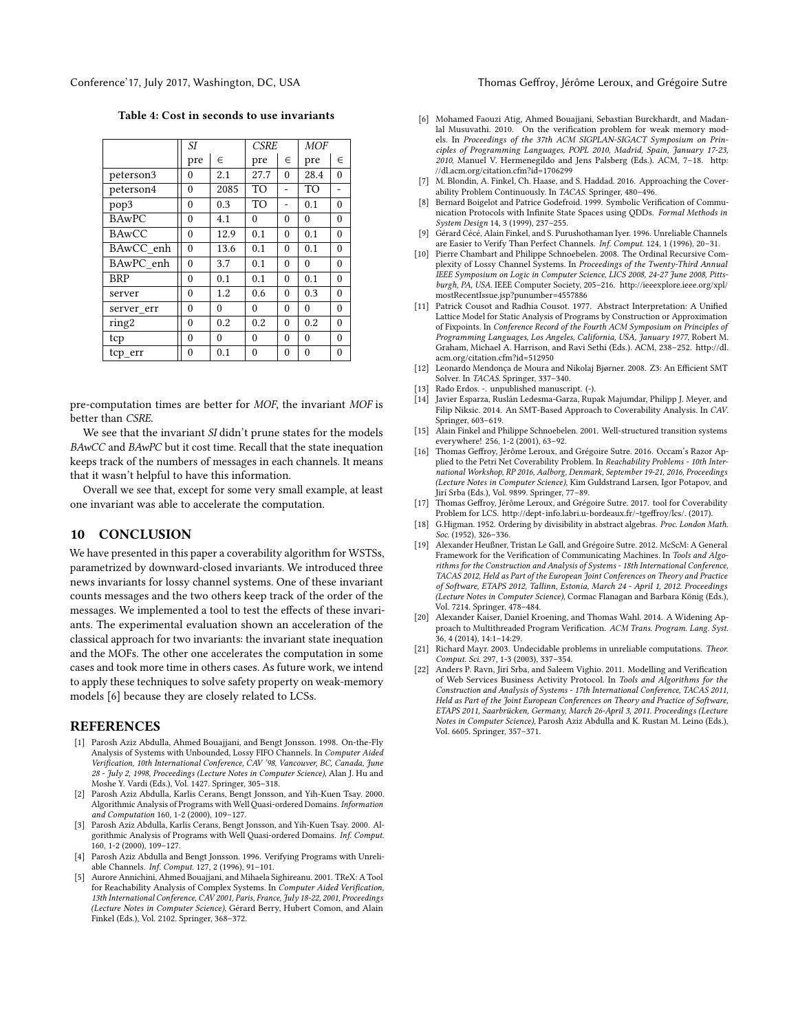Table 4: Cost in seconds to use invariants

| | *SI* | | *CSRE* | | *MOF* | |
|---|---|---|---|---|---|---|
| | pre | $\in$ | pre | $\in$ | pre | $\in$ |
| peterson3 | 0 | 2.1 | 27.7 | 0 | 28.4 | 0 |
| peterson4 | 0 | 2085 | TO | - | TO | - |
| pop3 | 0 | 0.3 | TO | - | 0.1 | 0 |
| BAwPC | 0 | 4.1 | 0 | 0 | 0 | 0 |
| BAwCC | 0 | 12.9 | 0.1 | 0 | 0.1 | 0 |
| BAwCC_enh | 0 | 13.6 | 0.1 | 0 | 0.1 | 0 |
| BAwPC_enh | 0 | 3.7 | 0.1 | 0 | 0 | 0 |
| BRP | 0 | 0.1 | 0.1 | 0 | 0.1 | 0 |
| server | 0 | 1.2 | 0.6 | 0 | 0.3 | 0 |
| server_err | 0 | 0 | 0 | 0 | 0 | 0 |
| ring2 | 0 | 0.2 | 0.2 | 0 | 0.2 | 0 |
| tcp | 0 | 0 | 0 | 0 | 0 | 0 |
| tcp_err | 0 | 0.1 | 0 | 0 | 0 | 0 |

pre-computation times are better for *MOF*, the invariant *MOF* is better than *CSRE*.

We see that the invariant *SI* didn't prune states for the models *BAwCC* and *BAwPC* but it cost time. Recall that the state inequation keeps track of the numbers of messages in each channels. It means that it wasn't helpful to have this information.

Overall we see that, except for some very small example, at least one invariant was able to accelerate the computation.

## 10 CONCLUSION

We have presented in this paper a coverability algorithm for WSTSs, parametrized by downward-closed invariants. We introduced three news invariants for lossy channel systems. One of these invariant counts messages and the two others keep track of the order of the messages. We implemented a tool to test the effects of these invariants. The experimental evaluation shown an acceleration of the classical approach for two invariants: the invariant state inequation and the MOFs. The other one accelerates the computation in some cases and took more time in others cases. As future work, we intend to apply these techniques to solve safety property on weak-memory models [6] because they are closely related to LCSs.

## REFERENCES

- [1] Parosh Aziz Abdulla, Ahmed Bouajjani, and Bengt Jonsson. 1998. On-the-Fly Analysis of Systems with Unbounded, Lossy FIFO Channels. In *Computer Aided Verification, 10th International Conference, CAV '98, Vancouver, BC, Canada, June 28 - July 2, 1998, Proceedings (Lecture Notes in Computer Science)*, Alan J. Hu and Moshe Y. Vardi (Eds.), Vol. 1427. Springer, 305–318.
- [2] Parosh Aziz Abdulla, Karlis Cerans, Bengt Jonsson, and Yih-Kuen Tsay. 2000. Algorithmic Analysis of Programs with Well Quasi-ordered Domains. *Information and Computation* 160, 1-2 (2000), 109–127.
- [3] Parosh Aziz Abdulla, Karlis Cerans, Bengt Jonsson, and Yih-Kuen Tsay. 2000. Algorithmic Analysis of Programs with Well Quasi-ordered Domains. *Inf. Comput.* 160, 1-2 (2000), 109–127.
- [4] Parosh Aziz Abdulla and Bengt Jonsson. 1996. Verifying Programs with Unreliable Channels. *Inf. Comput.* 127, 2 (1996), 91–101.
- [5] Aurore Annichini, Ahmed Bouajjani, and Mihaela Sighireanu. 2001. TReX: A Tool for Reachability Analysis of Complex Systems. In *Computer Aided Verification, 13th International Conference, CAV 2001, Paris, France, July 18-22, 2001, Proceedings (Lecture Notes in Computer Science)*, Gérard Berry, Hubert Comon, and Alain Finkel (Eds.), Vol. 2102. Springer, 368–372.
- [6] Mohamed Faouzi Atig, Ahmed Bouajjani, Sebastian Burckhardt, and Madanlal Musuvathi. 2010. On the verification problem for weak memory models. In *Proceedings of the 37th ACM SIGPLAN-SIGACT Symposium on Principles of Programming Languages, POPL 2010, Madrid, Spain, January 17-23, 2010*, Manuel V. Hermenegildo and Jens Palsberg (Eds.). ACM, 7–18. http://dl.acm.org/citation.cfm?id=1706299
- [7] M. Blondin, A. Finkel, Ch. Haase, and S. Haddad. 2016. Approaching the Coverability Problem Continuously. In *TACAS*. Springer, 480–496.
- [8] Bernard Boigelot and Patrice Godefroid. 1999. Symbolic Verification of Communication Protocols with Infinite State Spaces using QDDs. *Formal Methods in System Design* 14, 3 (1999), 237–255.
- [9] Gérard Cécé, Alain Finkel, and S. Purushothaman Iyer. 1996. Unreliable Channels are Easier to Verify Than Perfect Channels. *Inf. Comput.* 124, 1 (1996), 20–31.
- [10] Pierre Chambart and Philippe Schnoebelen. 2008. The Ordinal Recursive Complexity of Lossy Channel Systems. In *Proceedings of the Twenty-Third Annual IEEE Symposium on Logic in Computer Science, LICS 2008, 24-27 June 2008, Pittsburgh, PA, USA*. IEEE Computer Society, 205–216. http://ieeexplore.ieee.org/xpl/mostRecentIssue.jsp?punumber=4557886
- [11] Patrick Cousot and Radhia Cousot. 1977. Abstract Interpretation: A Unified Lattice Model for Static Analysis of Programs by Construction or Approximation of Fixpoints. In *Conference Record of the Fourth ACM Symposium on Principles of Programming Languages, Los Angeles, California, USA, January 1977*, Robert M. Graham, Michael A. Harrison, and Ravi Sethi (Eds.). ACM, 238–252. http://dl.acm.org/citation.cfm?id=512950
- [12] Leonardo Mendonça de Moura and Nikolaj Bjørner. 2008. Z3: An Efficient SMT Solver. In *TACAS*. Springer, 337–340.
- [13] Rado Erdos. -. unpublished manuscript. (-).
- [14] Javier Esparza, Ruslán Ledesma-Garza, Rupak Majumdar, Philipp J. Meyer, and Filip Niksic. 2014. An SMT-Based Approach to Coverability Analysis. In *CAV*. Springer, 603–619.
- [15] Alain Finkel and Philippe Schnoebelen. 2001. Well-structured transition systems everywhere! 256, 1-2 (2001), 63–92.
- [16] Thomas Geffroy, Jérôme Leroux, and Grégoire Sutre. 2016. Occam's Razor Applied to the Petri Net Coverability Problem. In *Reachability Problems - 10th International Workshop, RP 2016, Aalborg, Denmark, September 19-21, 2016, Proceedings (Lecture Notes in Computer Science)*, Kim Guldstrand Larsen, Igor Potapov, and Jirí Srba (Eds.), Vol. 9899. Springer, 77–89.
- [17] Thomas Geffroy, Jérôme Leroux, and Grégoire Sutre. 2017. tool for Coverability Problem for LCS. http://dept-info.labri.u-bordeaux.fr/~tgeffroy/lcs/. (2017).
- [18] G.Higman. 1952. Ordering by divisibility in abstract algebras. *Proc. London Math. Soc.* (1952), 326–336.
- [19] Alexander Heußner, Tristan Le Gall, and Grégoire Sutre. 2012. McScM: A General Framework for the Verification of Communicating Machines. In *Tools and Algorithms for the Construction and Analysis of Systems - 18th International Conference, TACAS 2012, Held as Part of the European Joint Conferences on Theory and Practice of Software, ETAPS 2012, Tallinn, Estonia, March 24 - April 1, 2012. Proceedings (Lecture Notes in Computer Science)*, Cormac Flanagan and Barbara König (Eds.), Vol. 7214. Springer, 478–484.
- [20] Alexander Kaiser, Daniel Kroening, and Thomas Wahl. 2014. A Widening Approach to Multithreaded Program Verification. *ACM Trans. Program. Lang. Syst.* 36, 4 (2014), 14:1–14:29.
- [21] Richard Mayr. 2003. Undecidable problems in unreliable computations. *Theor. Comput. Sci.* 297, 1-3 (2003), 337–354.
- [22] Anders P. Ravn, Jirí Srba, and Saleem Vighio. 2011. Modelling and Verification of Web Services Business Activity Protocol. In *Tools and Algorithms for the Construction and Analysis of Systems - 17th International Conference, TACAS 2011, Held as Part of the Joint European Conferences on Theory and Practice of Software, ETAPS 2011, Saarbrücken, Germany, March 26-April 3, 2011. Proceedings (Lecture Notes in Computer Science)*, Parosh Aziz Abdulla and K. Rustan M. Leino (Eds.), Vol. 6605. Springer, 357–371.